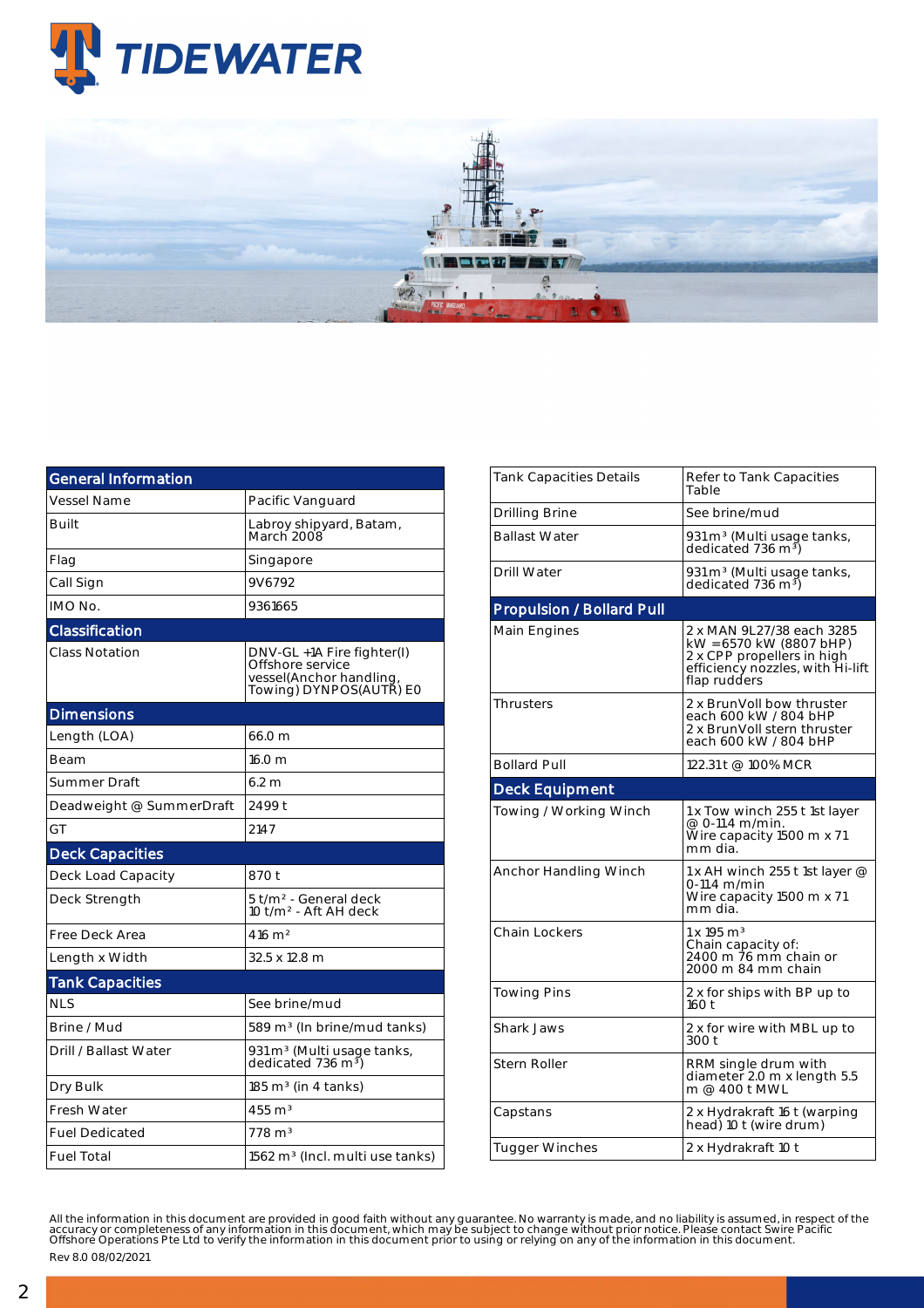# TIDEWATER

| General Information | |
|---|---|
| Vessel Name | Pacific Vanguard |
| Built | Labroy shipyard, Batam, March 2008 |
| Flag | Singapore |
| Call Sign | 9V6792 |
| IMO No. | 9361665 |
| **Classification** | |
| Class Notation | DNV-GL +1A Fire fighter(I) Offshore service vessel(Anchor handling, Towing) DYNPOS(AUTR) E0 |
| **Dimensions** | |
| Length (LOA) | 66.0 m |
| Beam | 16.0 m |
| Summer Draft | 6.2 m |
| Deadweight @ SummerDraft | 2499 t |
| GT | 2147 |
| **Deck Capacities** | |
| Deck Load Capacity | 870 t |
| Deck Strength | 5 t/m² - General deck 10 t/m² - Aft AH deck |
| Free Deck Area | 416 m² |
| Length x Width | 32.5 x 12.8 m |
| **Tank Capacities** | |
| NLS | See brine/mud |
| Brine / Mud | 589 m³ (In brine/mud tanks) |
| Drill / Ballast Water | 931 m³ (Multi usage tanks, dedicated 736 m³) |
| Dry Bulk | 185 m³ (in 4 tanks) |
| Fresh Water | 455 m³ |
| Fuel Dedicated | 778 m³ |
| Fuel Total | 1562 m³ (Incl. multi use tanks) |

| | |
|---|---|
| Tank Capacities Details | Refer to Tank Capacities Table |
| Drilling Brine | See brine/mud |
| Ballast Water | 931 m³ (Multi usage tanks, dedicated 736 m³) |
| Drill Water | 931 m³ (Multi usage tanks, dedicated 736 m³) |
| **Propulsion / Bollard Pull** | |
| Main Engines | 2 x MAN 9L27/38 each 3285 kW =6570 kW (8807 bHP) 2 x CPP propellers in high efficiency nozzles, with Hi-lift flap rudders |
| Thrusters | 2 x BrunVoll bow thruster each 600 kW / 804 bHP 2 x BrunVoll stern thruster each 600 kW / 804 bHP |
| Bollard Pull | 122.31 t @ 100% MCR |
| **Deck Equipment** | |
| Towing / Working Winch | 1 x Tow winch 255 t 1st layer @ 0-11.4 m/min. Wire capacity 1500 m x 71 mm dia. |
| Anchor Handling Winch | 1 x AH winch 255 t 1st layer @ 0-11.4 m/min Wire capacity 1500 m x 71 mm dia. |
| Chain Lockers | 1 x 195 m³ Chain capacity of: 2400 m 76 mm chain or 2000 m 84 mm chain |
| Towing Pins | 2 x for ships with BP up to 160 t |
| Shark Jaws | 2 x for wire with MBL up to 300 t |
| Stern Roller | RRM single drum with diameter 2.0 m x length 5.5 m @ 400 t MWL |
| Capstans | 2 x Hydrakraft 16 t (warping head) 10 t (wire drum) |
| Tugger Winches | 2 x Hydrakraft 10 t |

All the information in this document are provided in good faith without any guarantee. No warranty is made, and no liability is assumed, in respect of the accuracy or completeness of any information in this document, which may be subject to change without prior notice. Please contact Swire Pacific Offshore Operations Pte Ltd to verify the information in this document prior to using or relying on any of the information in this document.

Rev 8.0 08/02/2021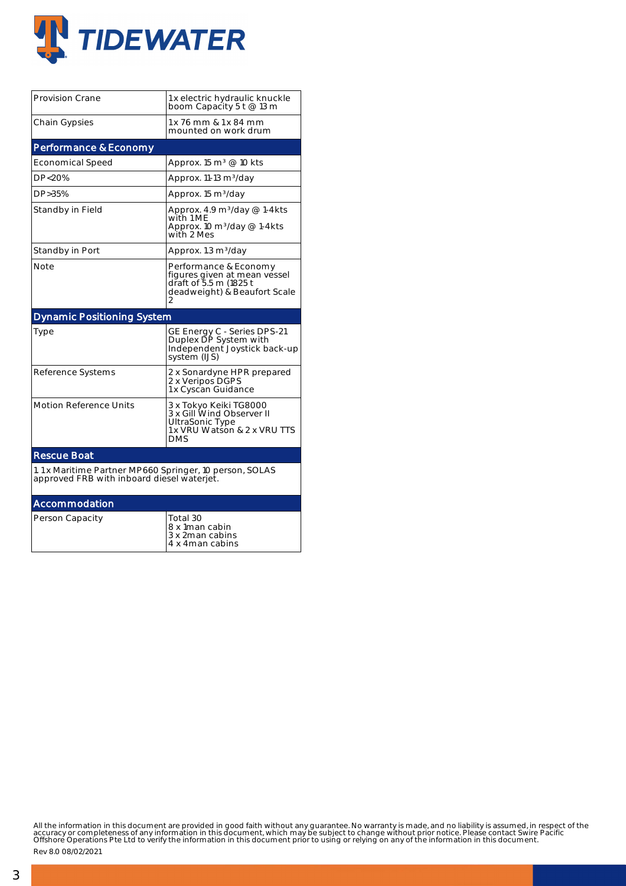| | |
|---|---|
| Provision Crane | 1x electric hydraulic knuckle boom Capacity 5 t @ 13 m |
| Chain Gypsies | 1x 76 mm & 1x 84 mm mounted on work drum |

## Performance & Economy

| | |
|---|---|
| Economical Speed | Approx. 15 m³ @ 10 kts |
| DP<20% | Approx. 11-13 m³/day |
| DP>35% | Approx. 15 m³/day |
| Standby in Field | Approx. 4.9 m³/day @ 1-4kts with 1 ME<br>Approx. 10 m³/day @ 1-4kts with 2 Mes |
| Standby in Port | Approx. 1.3 m³/day |
| Note | Performance & Economy figures given at mean vessel draft of 5.5 m (1825 t deadweight) & Beaufort Scale 2 |

## Dynamic Positioning System

| | |
|---|---|
| Type | GE Energy C - Series DPS-21 Duplex DP System with Independent Joystick back-up system (IJS) |
| Reference Systems | 2 x Sonardyne HPR prepared<br>2 x Veripos DGPS<br>1x Cyscan Guidance |
| Motion Reference Units | 3 x Tokyo Keiki TG8000<br>3 x Gill Wind Observer II UltraSonic Type<br>1x VRU Watson & 2 x VRU TTS DMS |

## Rescue Boat

1. 1x Maritime Partner MP660 Springer, 10 person, SOLAS approved FRB with inboard diesel waterjet.

## Accommodation

| | |
|---|---|
| Person Capacity | Total 30<br>8 x 1man cabin<br>3 x 2man cabins<br>4 x 4man cabins |

All the information in this document are provided in good faith without any guarantee. No warranty is made, and no liability is assumed, in respect of the accuracy or completeness of any information in this document, which may be subject to change without prior notice. Please contact Swire Pacific Offshore Operations Pte Ltd to verify the information in this document prior to using or relying on any of the information in this document.

Rev 8.0 08/02/2021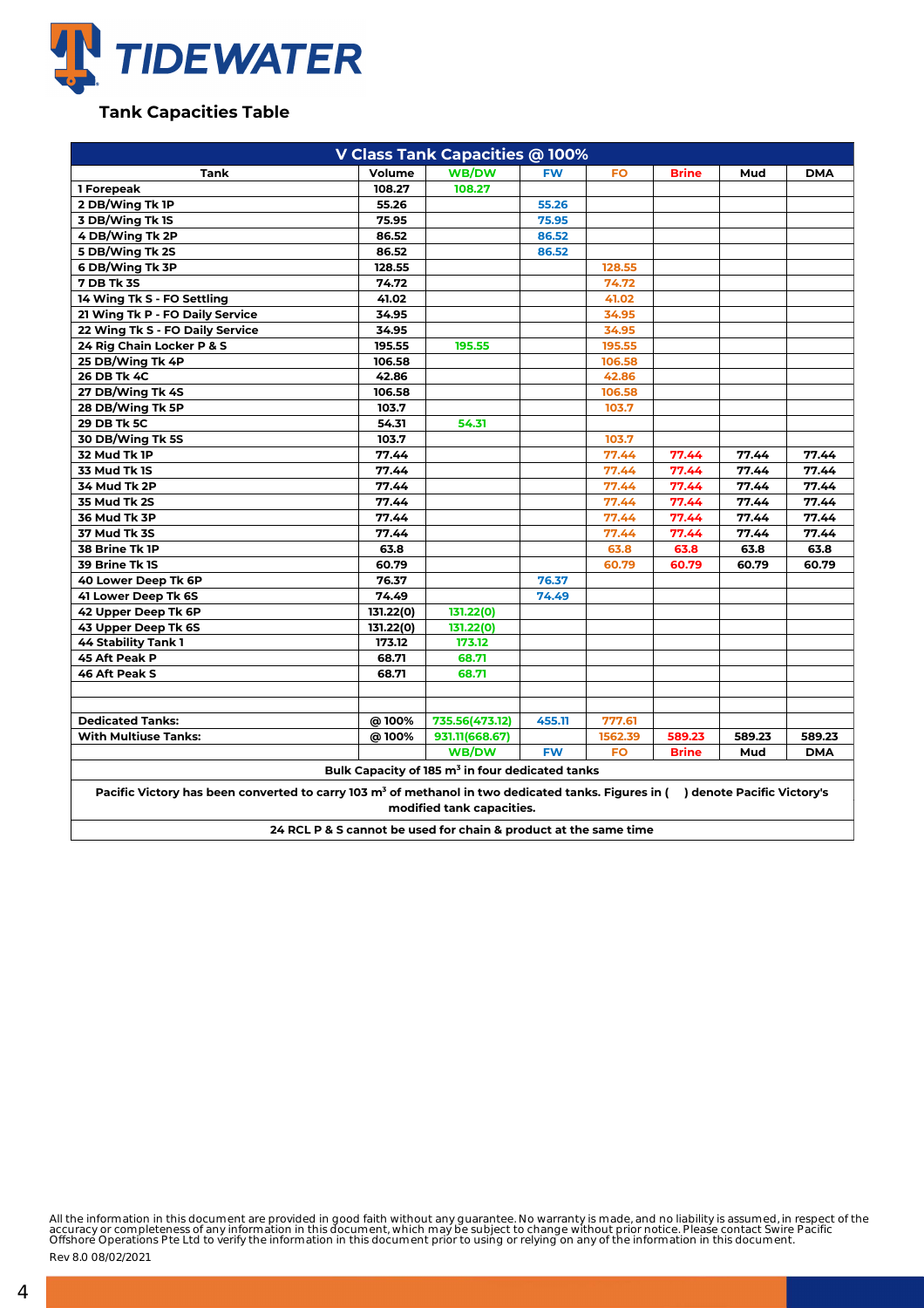## Tank Capacities Table

| V Class Tank Capacities @ 100% | | | | | | | |
|---|---|---|---|---|---|---|---|
| **Tank** | **Volume** | **WB/DW** | **FW** | **FO** | **Brine** | **Mud** | **DMA** |
| 1 Forepeak | 108.27 | 108.27 | | | | | |
| 2 DB/Wing Tk 1P | 55.26 | | 55.26 | | | | |
| 3 DB/Wing Tk 1S | 75.95 | | 75.95 | | | | |
| 4 DB/Wing Tk 2P | 86.52 | | 86.52 | | | | |
| 5 DB/Wing Tk 2S | 86.52 | | 86.52 | | | | |
| 6 DB/Wing Tk 3P | 128.55 | | | 128.55 | | | |
| 7 DB Tk 3S | 74.72 | | | 74.72 | | | |
| 14 Wing Tk S - FO Settling | 41.02 | | | 41.02 | | | |
| 21 Wing Tk P - FO Daily Service | 34.95 | | | 34.95 | | | |
| 22 Wing Tk S - FO Daily Service | 34.95 | | | 34.95 | | | |
| 24 Rig Chain Locker P & S | 195.55 | 195.55 | | 195.55 | | | |
| 25 DB/Wing Tk 4P | 106.58 | | | 106.58 | | | |
| 26 DB Tk 4C | 42.86 | | | 42.86 | | | |
| 27 DB/Wing Tk 4S | 106.58 | | | 106.58 | | | |
| 28 DB/Wing Tk 5P | 103.7 | | | 103.7 | | | |
| 29 DB Tk 5C | 54.31 | 54.31 | | | | | |
| 30 DB/Wing Tk 5S | 103.7 | | | 103.7 | | | |
| 32 Mud Tk 1P | 77.44 | | | 77.44 | 77.44 | 77.44 | 77.44 |
| 33 Mud Tk 1S | 77.44 | | | 77.44 | 77.44 | 77.44 | 77.44 |
| 34 Mud Tk 2P | 77.44 | | | 77.44 | 77.44 | 77.44 | 77.44 |
| 35 Mud Tk 2S | 77.44 | | | 77.44 | 77.44 | 77.44 | 77.44 |
| 36 Mud Tk 3P | 77.44 | | | 77.44 | 77.44 | 77.44 | 77.44 |
| 37 Mud Tk 3S | 77.44 | | | 77.44 | 77.44 | 77.44 | 77.44 |
| 38 Brine Tk 1P | 63.8 | | | 63.8 | 63.8 | 63.8 | 63.8 |
| 39 Brine Tk 1S | 60.79 | | | 60.79 | 60.79 | 60.79 | 60.79 |
| 40 Lower Deep Tk 6P | 76.37 | | 76.37 | | | | |
| 41 Lower Deep Tk 6S | 74.49 | | 74.49 | | | | |
| 42 Upper Deep Tk 6P | 131.22(0) | 131.22(0) | | | | | |
| 43 Upper Deep Tk 6S | 131.22(0) | 131.22(0) | | | | | |
| 44 Stability Tank 1 | 173.12 | 173.12 | | | | | |
| 45 Aft Peak P | 68.71 | 68.71 | | | | | |
| 46 Aft Peak S | 68.71 | 68.71 | | | | | |
| | | | | | | | |
| | | | | | | | |
| **Dedicated Tanks:** | @ 100% | 735.56(473.12) | 455.11 | 777.61 | | | |
| **With Multiuse Tanks:** | @ 100% | 931.11(668.67) | | 1562.39 | 589.23 | 589.23 | 589.23 |
| | | **WB/DW** | **FW** | **FO** | **Brine** | **Mud** | **DMA** |

**Bulk Capacity of 185 m³ in four dedicated tanks**

**Pacific Victory has been converted to carry 103 m³ of methanol in two dedicated tanks. Figures in ( ) denote Pacific Victory's modified tank capacities.**

**24 RCL P & S cannot be used for chain & product at the same time**

All the information in this document are provided in good faith without any guarantee. No warranty is made, and no liability is assumed, in respect of the accuracy or completeness of any information in this document, which may be subject to change without prior notice. Please contact Swire Pacific Offshore Operations Pte Ltd to verify the information in this document prior to using or relying on any of the information in this document.

Rev 8.0 08/02/2021